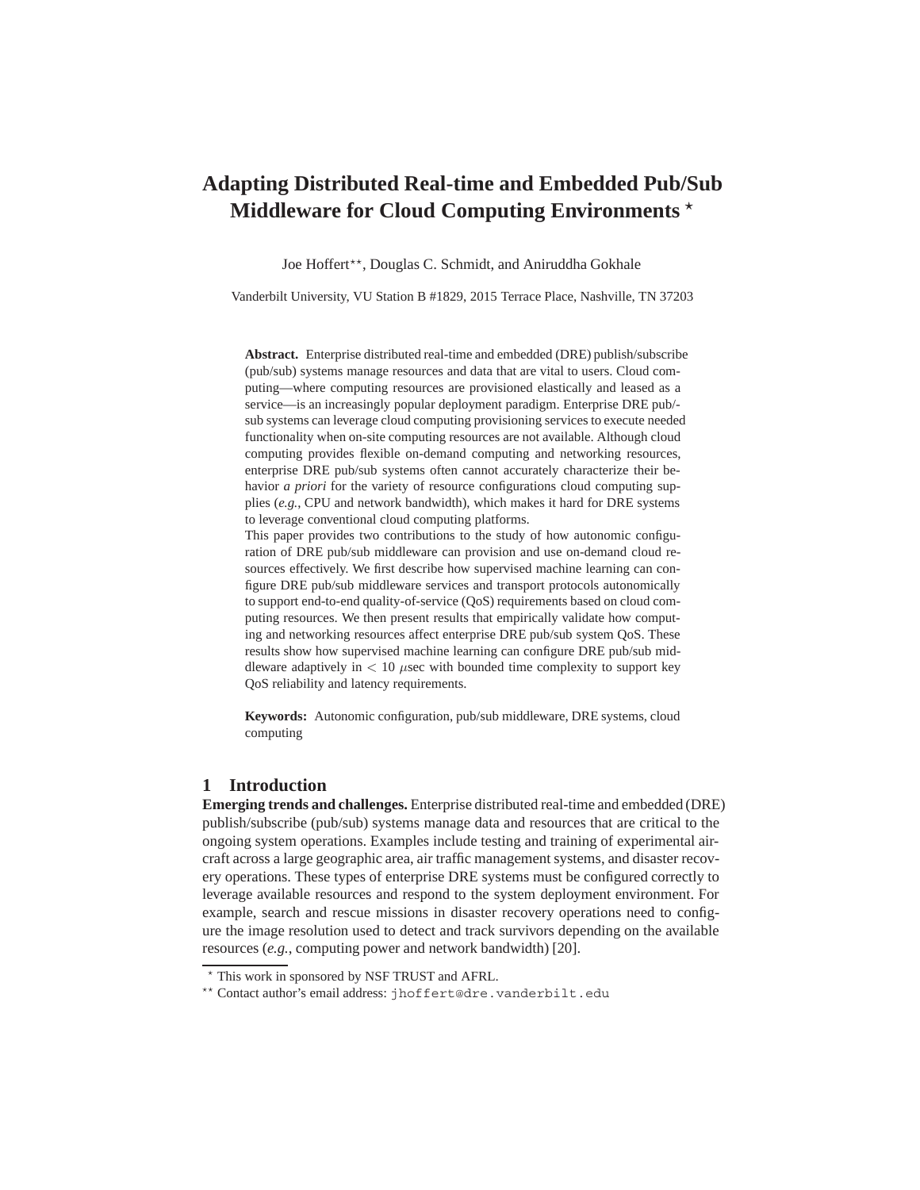# Adapting Distributed Real-time and Embedded Pub/Sub Middleware for Cloud Computing Environments *

Joe Hoffert**, Douglas C. Schmidt, and Aniruddha Gokhale

Vanderbilt University, VU Station B #1829, 2015 Terrace Place, Nashville, TN 37203

**Abstract.** Enterprise distributed real-time and embedded (DRE) publish/subscribe (pub/sub) systems manage resources and data that are vital to users. Cloud computing—where computing resources are provisioned elastically and leased as a service—is an increasingly popular deployment paradigm. Enterprise DRE pub/sub systems can leverage cloud computing provisioning services to execute needed functionality when on-site computing resources are not available. Although cloud computing provides flexible on-demand computing and networking resources, enterprise DRE pub/sub systems often cannot accurately characterize their behavior *a priori* for the variety of resource configurations cloud computing supplies (*e.g.*, CPU and network bandwidth), which makes it hard for DRE systems to leverage conventional cloud computing platforms.

This paper provides two contributions to the study of how autonomic configuration of DRE pub/sub middleware can provision and use on-demand cloud resources effectively. We first describe how supervised machine learning can configure DRE pub/sub middleware services and transport protocols autonomically to support end-to-end quality-of-service (QoS) requirements based on cloud computing resources. We then present results that empirically validate how computing and networking resources affect enterprise DRE pub/sub system QoS. These results show how supervised machine learning can configure DRE pub/sub middleware adaptively in $< 10$ $\mu$sec with bounded time complexity to support key QoS reliability and latency requirements.

**Keywords:** Autonomic configuration, pub/sub middleware, DRE systems, cloud computing

## 1 Introduction

**Emerging trends and challenges.** Enterprise distributed real-time and embedded (DRE) publish/subscribe (pub/sub) systems manage data and resources that are critical to the ongoing system operations. Examples include testing and training of experimental aircraft across a large geographic area, air traffic management systems, and disaster recovery operations. These types of enterprise DRE systems must be configured correctly to leverage available resources and respond to the system deployment environment. For example, search and rescue missions in disaster recovery operations need to configure the image resolution used to detect and track survivors depending on the available resources (*e.g.*, computing power and network bandwidth) [20].

* This work in sponsored by NSF TRUST and AFRL.

** Contact author's email address: jhoffert@dre.vanderbilt.edu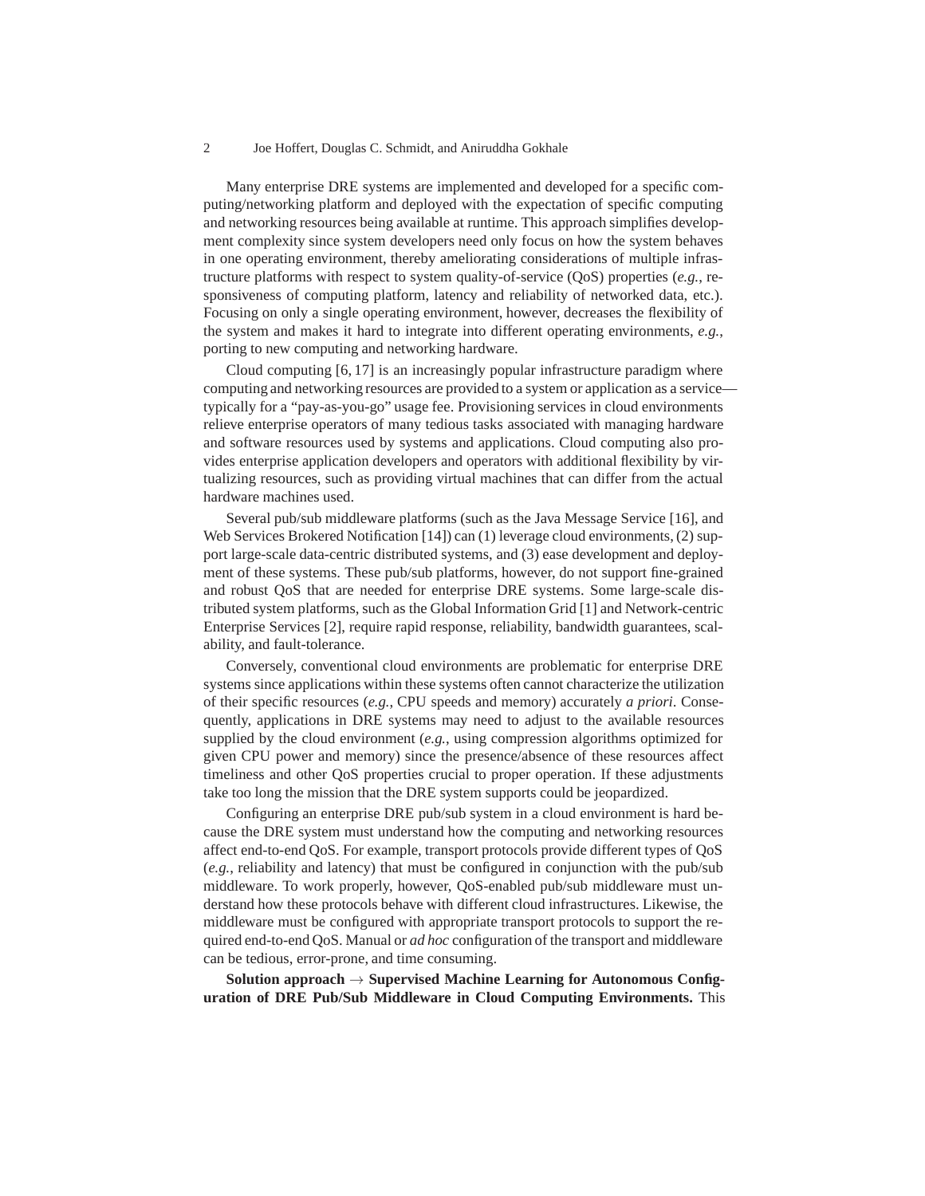Many enterprise DRE systems are implemented and developed for a specific computing/networking platform and deployed with the expectation of specific computing and networking resources being available at runtime. This approach simplifies development complexity since system developers need only focus on how the system behaves in one operating environment, thereby ameliorating considerations of multiple infrastructure platforms with respect to system quality-of-service (QoS) properties (*e.g.*, responsiveness of computing platform, latency and reliability of networked data, etc.). Focusing on only a single operating environment, however, decreases the flexibility of the system and makes it hard to integrate into different operating environments, *e.g.*, porting to new computing and networking hardware.

Cloud computing [6, 17] is an increasingly popular infrastructure paradigm where computing and networking resources are provided to a system or application as a service—typically for a "pay-as-you-go" usage fee. Provisioning services in cloud environments relieve enterprise operators of many tedious tasks associated with managing hardware and software resources used by systems and applications. Cloud computing also provides enterprise application developers and operators with additional flexibility by virtualizing resources, such as providing virtual machines that can differ from the actual hardware machines used.

Several pub/sub middleware platforms (such as the Java Message Service [16], and Web Services Brokered Notification [14]) can (1) leverage cloud environments, (2) support large-scale data-centric distributed systems, and (3) ease development and deployment of these systems. These pub/sub platforms, however, do not support fine-grained and robust QoS that are needed for enterprise DRE systems. Some large-scale distributed system platforms, such as the Global Information Grid [1] and Network-centric Enterprise Services [2], require rapid response, reliability, bandwidth guarantees, scalability, and fault-tolerance.

Conversely, conventional cloud environments are problematic for enterprise DRE systems since applications within these systems often cannot characterize the utilization of their specific resources (*e.g.*, CPU speeds and memory) accurately *a priori*. Consequently, applications in DRE systems may need to adjust to the available resources supplied by the cloud environment (*e.g.*, using compression algorithms optimized for given CPU power and memory) since the presence/absence of these resources affect timeliness and other QoS properties crucial to proper operation. If these adjustments take too long the mission that the DRE system supports could be jeopardized.

Configuring an enterprise DRE pub/sub system in a cloud environment is hard because the DRE system must understand how the computing and networking resources affect end-to-end QoS. For example, transport protocols provide different types of QoS (*e.g.*, reliability and latency) that must be configured in conjunction with the pub/sub middleware. To work properly, however, QoS-enabled pub/sub middleware must understand how these protocols behave with different cloud infrastructures. Likewise, the middleware must be configured with appropriate transport protocols to support the required end-to-end QoS. Manual or *ad hoc* configuration of the transport and middleware can be tedious, error-prone, and time consuming.

**Solution approach → Supervised Machine Learning for Autonomous Configuration of DRE Pub/Sub Middleware in Cloud Computing Environments.** This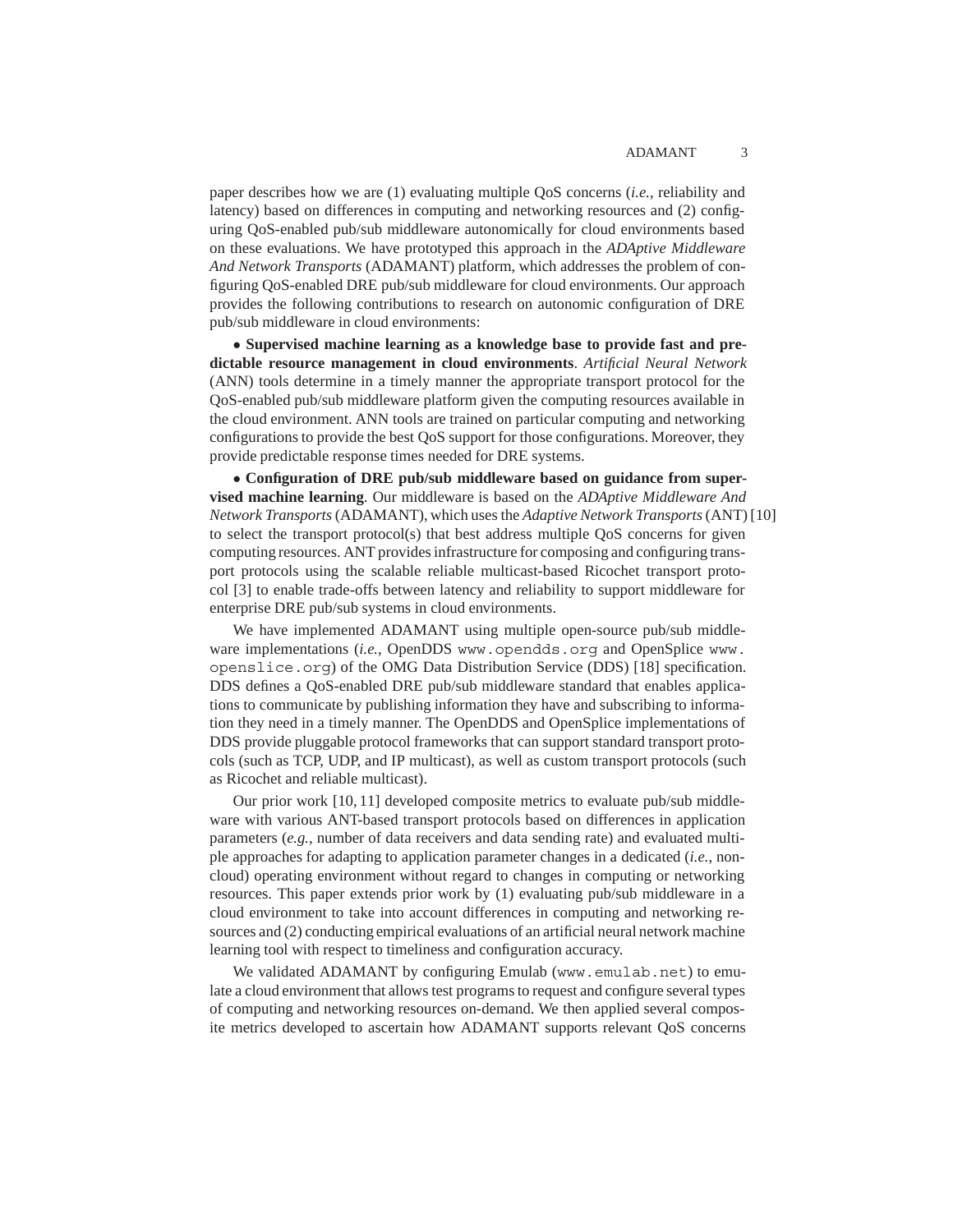paper describes how we are (1) evaluating multiple QoS concerns (*i.e.*, reliability and latency) based on differences in computing and networking resources and (2) configuring QoS-enabled pub/sub middleware autonomically for cloud environments based on these evaluations. We have prototyped this approach in the *ADAptive Middleware And Network Transports* (ADAMANT) platform, which addresses the problem of configuring QoS-enabled DRE pub/sub middleware for cloud environments. Our approach provides the following contributions to research on autonomic configuration of DRE pub/sub middleware in cloud environments:

• **Supervised machine learning as a knowledge base to provide fast and predictable resource management in cloud environments**. *Artificial Neural Network* (ANN) tools determine in a timely manner the appropriate transport protocol for the QoS-enabled pub/sub middleware platform given the computing resources available in the cloud environment. ANN tools are trained on particular computing and networking configurations to provide the best QoS support for those configurations. Moreover, they provide predictable response times needed for DRE systems.

• **Configuration of DRE pub/sub middleware based on guidance from supervised machine learning**. Our middleware is based on the *ADAptive Middleware And Network Transports* (ADAMANT), which uses the *Adaptive Network Transports* (ANT) [10] to select the transport protocol(s) that best address multiple QoS concerns for given computing resources. ANT provides infrastructure for composing and configuring transport protocols using the scalable reliable multicast-based Ricochet transport protocol [3] to enable trade-offs between latency and reliability to support middleware for enterprise DRE pub/sub systems in cloud environments.

We have implemented ADAMANT using multiple open-source pub/sub middleware implementations (*i.e.*, OpenDDS `www.opendds.org` and OpenSplice `www.openslice.org`) of the OMG Data Distribution Service (DDS) [18] specification. DDS defines a QoS-enabled DRE pub/sub middleware standard that enables applications to communicate by publishing information they have and subscribing to information they need in a timely manner. The OpenDDS and OpenSplice implementations of DDS provide pluggable protocol frameworks that can support standard transport protocols (such as TCP, UDP, and IP multicast), as well as custom transport protocols (such as Ricochet and reliable multicast).

Our prior work [10, 11] developed composite metrics to evaluate pub/sub middleware with various ANT-based transport protocols based on differences in application parameters (*e.g.*, number of data receivers and data sending rate) and evaluated multiple approaches for adapting to application parameter changes in a dedicated (*i.e.*, non-cloud) operating environment without regard to changes in computing or networking resources. This paper extends prior work by (1) evaluating pub/sub middleware in a cloud environment to take into account differences in computing and networking resources and (2) conducting empirical evaluations of an artificial neural network machine learning tool with respect to timeliness and configuration accuracy.

We validated ADAMANT by configuring Emulab (`www.emulab.net`) to emulate a cloud environment that allows test programs to request and configure several types of computing and networking resources on-demand. We then applied several composite metrics developed to ascertain how ADAMANT supports relevant QoS concerns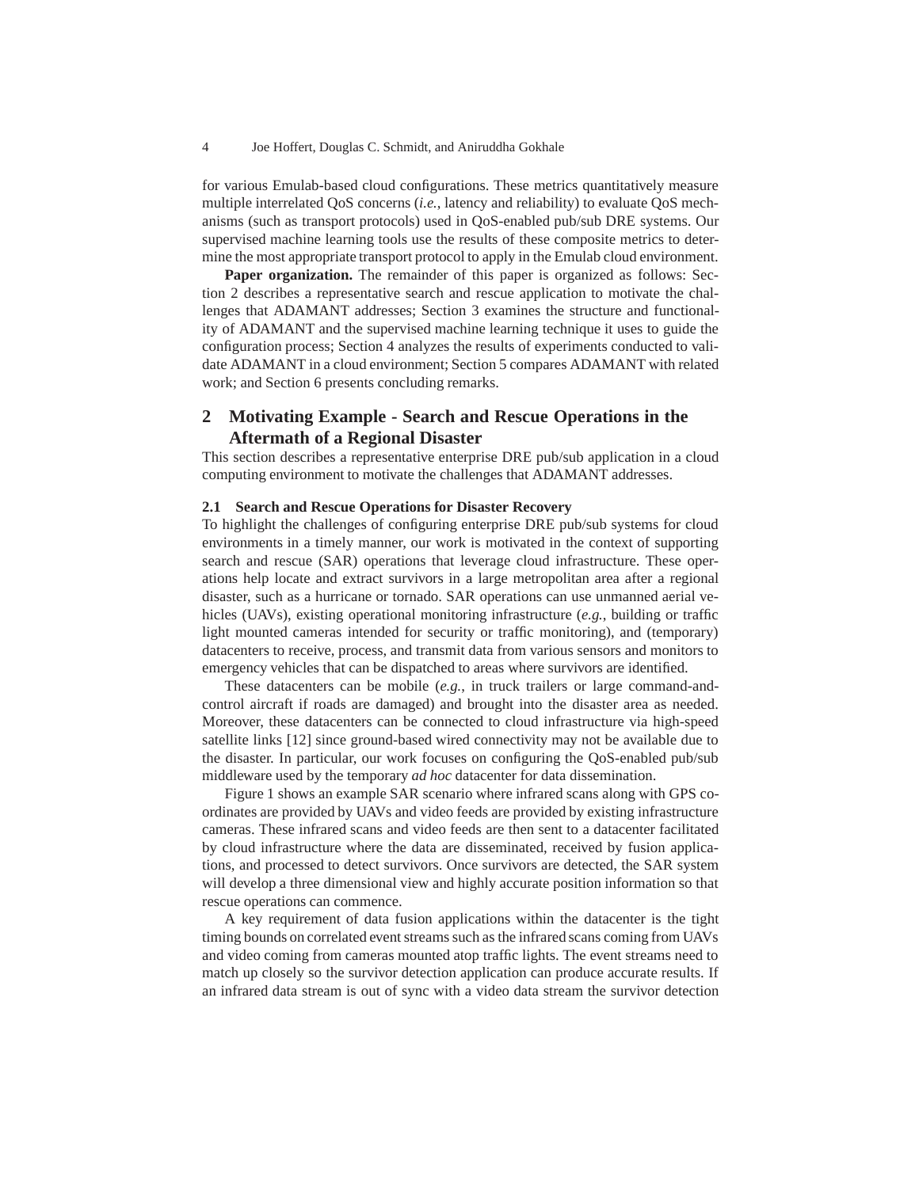for various Emulab-based cloud configurations. These metrics quantitatively measure multiple interrelated QoS concerns (*i.e.*, latency and reliability) to evaluate QoS mechanisms (such as transport protocols) used in QoS-enabled pub/sub DRE systems. Our supervised machine learning tools use the results of these composite metrics to determine the most appropriate transport protocol to apply in the Emulab cloud environment.

**Paper organization.** The remainder of this paper is organized as follows: Section 2 describes a representative search and rescue application to motivate the challenges that ADAMANT addresses; Section 3 examines the structure and functionality of ADAMANT and the supervised machine learning technique it uses to guide the configuration process; Section 4 analyzes the results of experiments conducted to validate ADAMANT in a cloud environment; Section 5 compares ADAMANT with related work; and Section 6 presents concluding remarks.

## 2 Motivating Example - Search and Rescue Operations in the Aftermath of a Regional Disaster

This section describes a representative enterprise DRE pub/sub application in a cloud computing environment to motivate the challenges that ADAMANT addresses.

### 2.1 Search and Rescue Operations for Disaster Recovery

To highlight the challenges of configuring enterprise DRE pub/sub systems for cloud environments in a timely manner, our work is motivated in the context of supporting search and rescue (SAR) operations that leverage cloud infrastructure. These operations help locate and extract survivors in a large metropolitan area after a regional disaster, such as a hurricane or tornado. SAR operations can use unmanned aerial vehicles (UAVs), existing operational monitoring infrastructure (*e.g.*, building or traffic light mounted cameras intended for security or traffic monitoring), and (temporary) datacenters to receive, process, and transmit data from various sensors and monitors to emergency vehicles that can be dispatched to areas where survivors are identified.

These datacenters can be mobile (*e.g.*, in truck trailers or large command-and-control aircraft if roads are damaged) and brought into the disaster area as needed. Moreover, these datacenters can be connected to cloud infrastructure via high-speed satellite links [12] since ground-based wired connectivity may not be available due to the disaster. In particular, our work focuses on configuring the QoS-enabled pub/sub middleware used by the temporary *ad hoc* datacenter for data dissemination.

Figure 1 shows an example SAR scenario where infrared scans along with GPS coordinates are provided by UAVs and video feeds are provided by existing infrastructure cameras. These infrared scans and video feeds are then sent to a datacenter facilitated by cloud infrastructure where the data are disseminated, received by fusion applications, and processed to detect survivors. Once survivors are detected, the SAR system will develop a three dimensional view and highly accurate position information so that rescue operations can commence.

A key requirement of data fusion applications within the datacenter is the tight timing bounds on correlated event streams such as the infrared scans coming from UAVs and video coming from cameras mounted atop traffic lights. The event streams need to match up closely so the survivor detection application can produce accurate results. If an infrared data stream is out of sync with a video data stream the survivor detection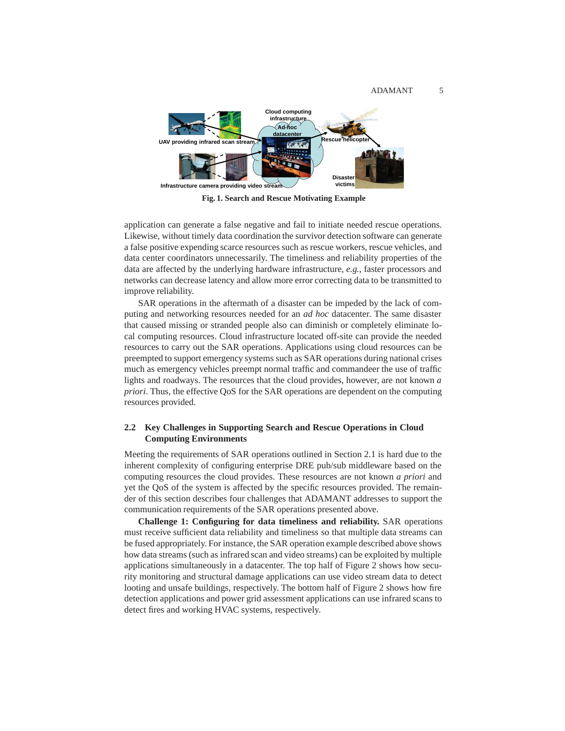Cloud computing infrastructure

Ad-hoc datacenter

UAV providing infrared scan stream

Rescue helicopter

Infrastructure camera providing video stream

Disaster victims

**Fig. 1. Search and Rescue Motivating Example**

application can generate a false negative and fail to initiate needed rescue operations. Likewise, without timely data coordination the survivor detection software can generate a false positive expending scarce resources such as rescue workers, rescue vehicles, and data center coordinators unnecessarily. The timeliness and reliability properties of the data are affected by the underlying hardware infrastructure, *e.g.*, faster processors and networks can decrease latency and allow more error correcting data to be transmitted to improve reliability.

SAR operations in the aftermath of a disaster can be impeded by the lack of computing and networking resources needed for an *ad hoc* datacenter. The same disaster that caused missing or stranded people also can diminish or completely eliminate local computing resources. Cloud infrastructure located off-site can provide the needed resources to carry out the SAR operations. Applications using cloud resources can be preempted to support emergency systems such as SAR operations during national crises much as emergency vehicles preempt normal traffic and commandeer the use of traffic lights and roadways. The resources that the cloud provides, however, are not known *a priori*. Thus, the effective QoS for the SAR operations are dependent on the computing resources provided.

### 2.2 Key Challenges in Supporting Search and Rescue Operations in Cloud Computing Environments

Meeting the requirements of SAR operations outlined in Section 2.1 is hard due to the inherent complexity of configuring enterprise DRE pub/sub middleware based on the computing resources the cloud provides. These resources are not known *a priori* and yet the QoS of the system is affected by the specific resources provided. The remainder of this section describes four challenges that ADAMANT addresses to support the communication requirements of the SAR operations presented above.

**Challenge 1: Configuring for data timeliness and reliability.** SAR operations must receive sufficient data reliability and timeliness so that multiple data streams can be fused appropriately. For instance, the SAR operation example described above shows how data streams (such as infrared scan and video streams) can be exploited by multiple applications simultaneously in a datacenter. The top half of Figure 2 shows how security monitoring and structural damage applications can use video stream data to detect looting and unsafe buildings, respectively. The bottom half of Figure 2 shows how fire detection applications and power grid assessment applications can use infrared scans to detect fires and working HVAC systems, respectively.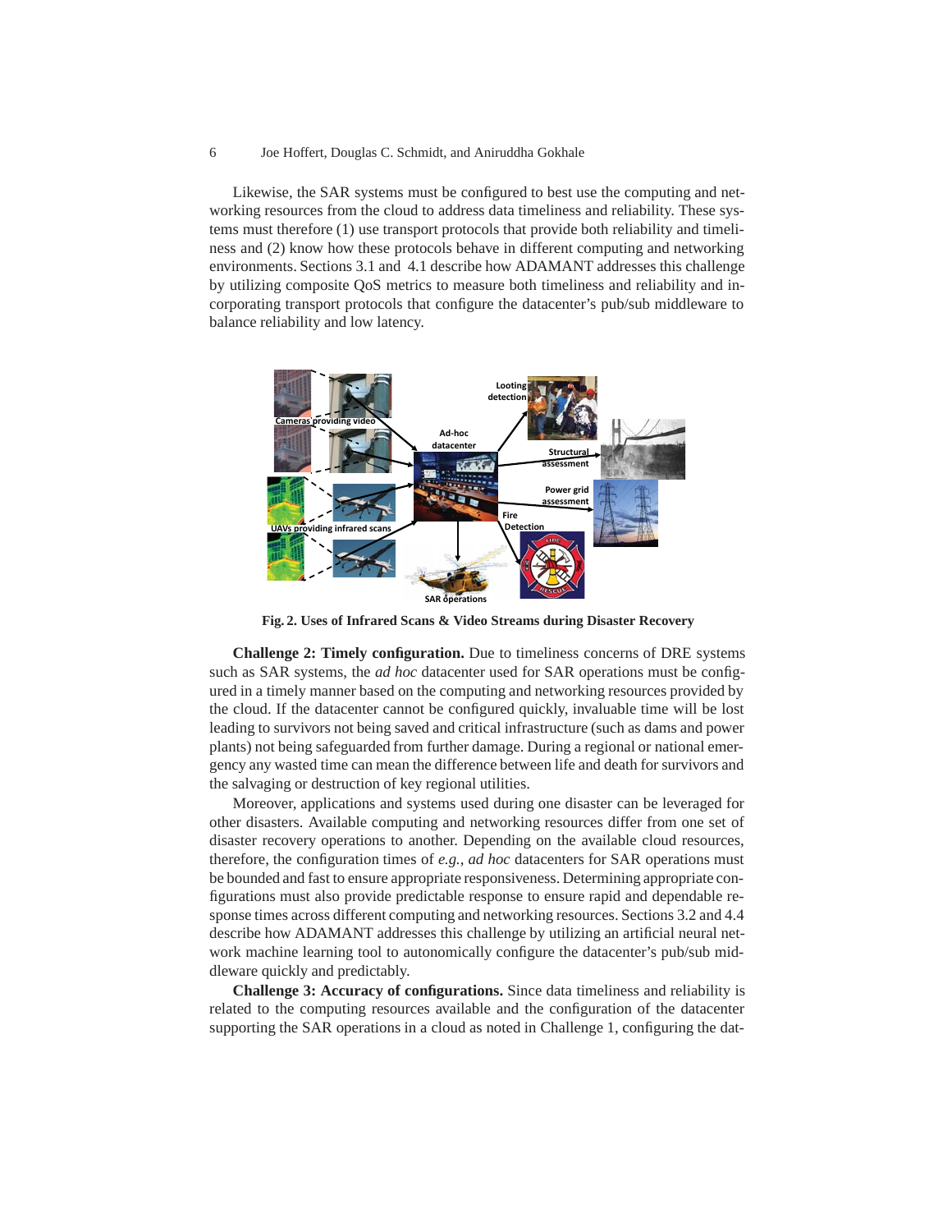Likewise, the SAR systems must be configured to best use the computing and networking resources from the cloud to address data timeliness and reliability. These systems must therefore (1) use transport protocols that provide both reliability and timeliness and (2) know how these protocols behave in different computing and networking environments. Sections 3.1 and 4.1 describe how ADAMANT addresses this challenge by utilizing composite QoS metrics to measure both timeliness and reliability and incorporating transport protocols that configure the datacenter's pub/sub middleware to balance reliability and low latency.

**Fig. 2. Uses of Infrared Scans & Video Streams during Disaster Recovery**

**Challenge 2: Timely configuration.** Due to timeliness concerns of DRE systems such as SAR systems, the *ad hoc* datacenter used for SAR operations must be configured in a timely manner based on the computing and networking resources provided by the cloud. If the datacenter cannot be configured quickly, invaluable time will be lost leading to survivors not being saved and critical infrastructure (such as dams and power plants) not being safeguarded from further damage. During a regional or national emergency any wasted time can mean the difference between life and death for survivors and the salvaging or destruction of key regional utilities.

Moreover, applications and systems used during one disaster can be leveraged for other disasters. Available computing and networking resources differ from one set of disaster recovery operations to another. Depending on the available cloud resources, therefore, the configuration times of *e.g.*, *ad hoc* datacenters for SAR operations must be bounded and fast to ensure appropriate responsiveness. Determining appropriate configurations must also provide predictable response to ensure rapid and dependable response times across different computing and networking resources. Sections 3.2 and 4.4 describe how ADAMANT addresses this challenge by utilizing an artificial neural network machine learning tool to autonomically configure the datacenter's pub/sub middleware quickly and predictably.

**Challenge 3: Accuracy of configurations.** Since data timeliness and reliability is related to the computing resources available and the configuration of the datacenter supporting the SAR operations in a cloud as noted in Challenge 1, configuring the dat-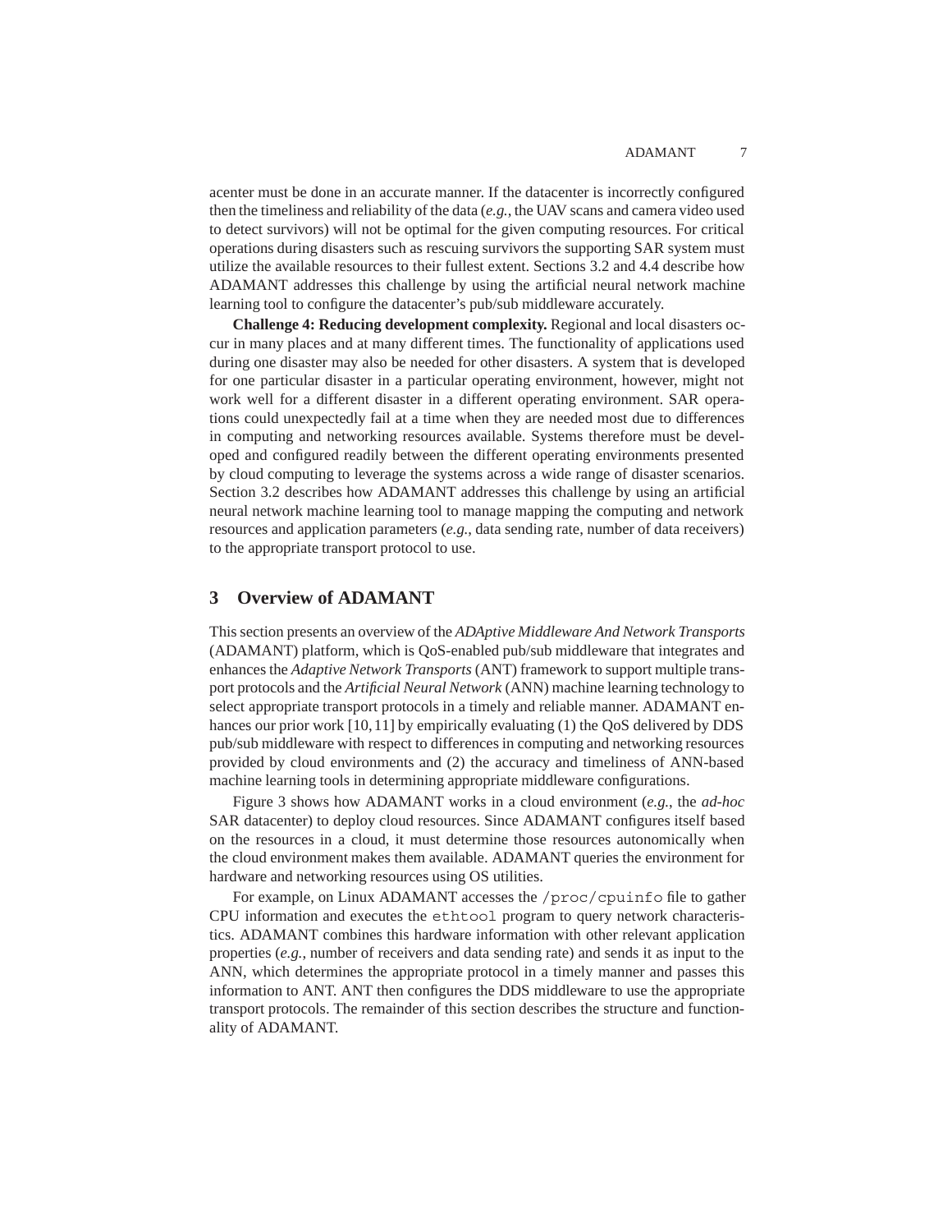acenter must be done in an accurate manner. If the datacenter is incorrectly configured then the timeliness and reliability of the data (*e.g.*, the UAV scans and camera video used to detect survivors) will not be optimal for the given computing resources. For critical operations during disasters such as rescuing survivors the supporting SAR system must utilize the available resources to their fullest extent. Sections 3.2 and 4.4 describe how ADAMANT addresses this challenge by using the artificial neural network machine learning tool to configure the datacenter's pub/sub middleware accurately.

**Challenge 4: Reducing development complexity.** Regional and local disasters occur in many places and at many different times. The functionality of applications used during one disaster may also be needed for other disasters. A system that is developed for one particular disaster in a particular operating environment, however, might not work well for a different disaster in a different operating environment. SAR operations could unexpectedly fail at a time when they are needed most due to differences in computing and networking resources available. Systems therefore must be developed and configured readily between the different operating environments presented by cloud computing to leverage the systems across a wide range of disaster scenarios. Section 3.2 describes how ADAMANT addresses this challenge by using an artificial neural network machine learning tool to manage mapping the computing and network resources and application parameters (*e.g.*, data sending rate, number of data receivers) to the appropriate transport protocol to use.

## 3 Overview of ADAMANT

This section presents an overview of the *ADAptive Middleware And Network Transports* (ADAMANT) platform, which is QoS-enabled pub/sub middleware that integrates and enhances the *Adaptive Network Transports* (ANT) framework to support multiple transport protocols and the *Artificial Neural Network* (ANN) machine learning technology to select appropriate transport protocols in a timely and reliable manner. ADAMANT enhances our prior work [10, 11] by empirically evaluating (1) the QoS delivered by DDS pub/sub middleware with respect to differences in computing and networking resources provided by cloud environments and (2) the accuracy and timeliness of ANN-based machine learning tools in determining appropriate middleware configurations.

Figure 3 shows how ADAMANT works in a cloud environment (*e.g.*, the *ad-hoc* SAR datacenter) to deploy cloud resources. Since ADAMANT configures itself based on the resources in a cloud, it must determine those resources autonomically when the cloud environment makes them available. ADAMANT queries the environment for hardware and networking resources using OS utilities.

For example, on Linux ADAMANT accesses the `/proc/cpuinfo` file to gather CPU information and executes the `ethtool` program to query network characteristics. ADAMANT combines this hardware information with other relevant application properties (*e.g.*, number of receivers and data sending rate) and sends it as input to the ANN, which determines the appropriate protocol in a timely manner and passes this information to ANT. ANT then configures the DDS middleware to use the appropriate transport protocols. The remainder of this section describes the structure and functionality of ADAMANT.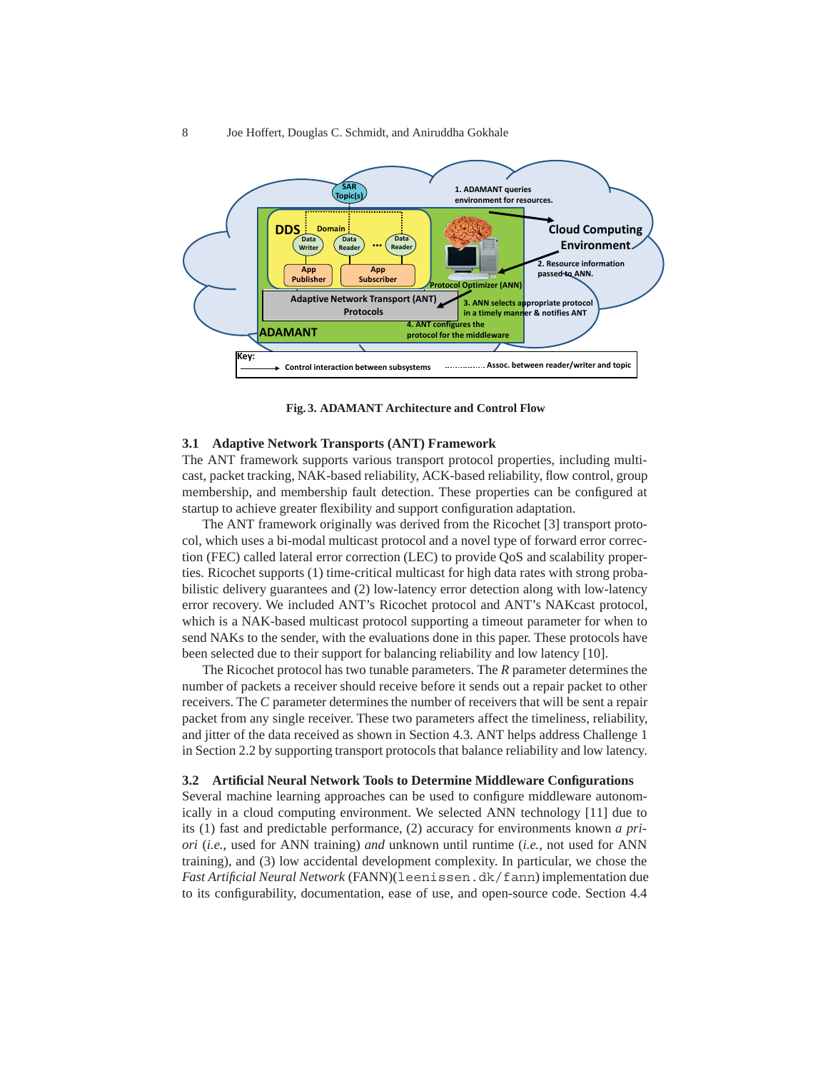**Fig. 3. ADAMANT Architecture and Control Flow**

### 3.1 Adaptive Network Transports (ANT) Framework

The ANT framework supports various transport protocol properties, including multicast, packet tracking, NAK-based reliability, ACK-based reliability, flow control, group membership, and membership fault detection. These properties can be configured at startup to achieve greater flexibility and support configuration adaptation.

The ANT framework originally was derived from the Ricochet [3] transport protocol, which uses a bi-modal multicast protocol and a novel type of forward error correction (FEC) called lateral error correction (LEC) to provide QoS and scalability properties. Ricochet supports (1) time-critical multicast for high data rates with strong probabilistic delivery guarantees and (2) low-latency error detection along with low-latency error recovery. We included ANT's Ricochet protocol and ANT's NAKcast protocol, which is a NAK-based multicast protocol supporting a timeout parameter for when to send NAKs to the sender, with the evaluations done in this paper. These protocols have been selected due to their support for balancing reliability and low latency [10].

The Ricochet protocol has two tunable parameters. The *R* parameter determines the number of packets a receiver should receive before it sends out a repair packet to other receivers. The *C* parameter determines the number of receivers that will be sent a repair packet from any single receiver. These two parameters affect the timeliness, reliability, and jitter of the data received as shown in Section 4.3. ANT helps address Challenge 1 in Section 2.2 by supporting transport protocols that balance reliability and low latency.

### 3.2 Artificial Neural Network Tools to Determine Middleware Configurations

Several machine learning approaches can be used to configure middleware autonomically in a cloud computing environment. We selected ANN technology [11] due to its (1) fast and predictable performance, (2) accuracy for environments known *a priori* (*i.e.*, used for ANN training) *and* unknown until runtime (*i.e.*, not used for ANN training), and (3) low accidental development complexity. In particular, we chose the *Fast Artificial Neural Network* (FANN)(`leenissen.dk/fann`) implementation due to its configurability, documentation, ease of use, and open-source code. Section 4.4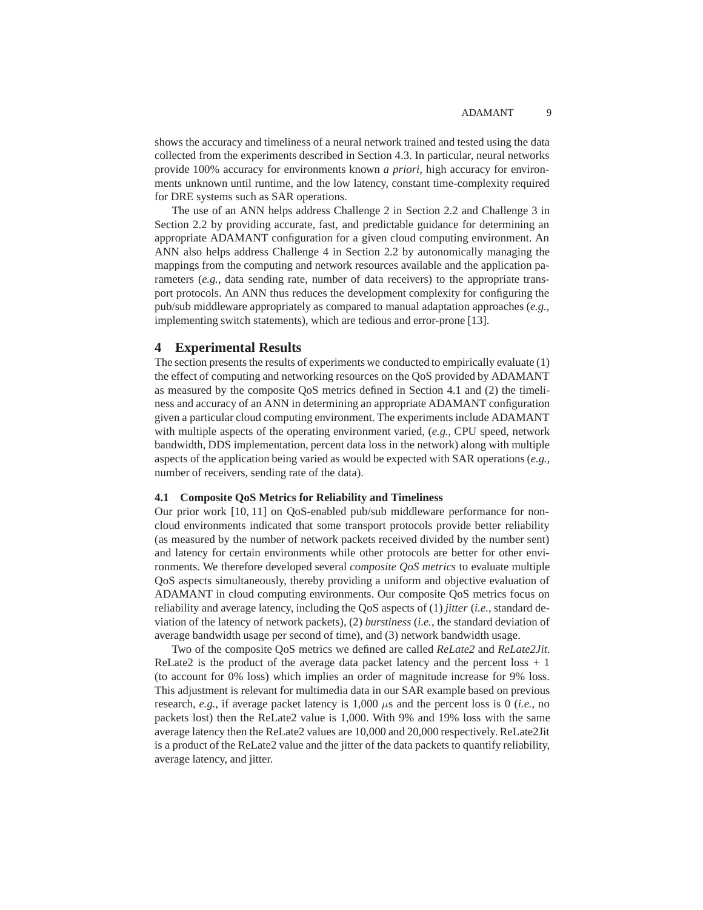shows the accuracy and timeliness of a neural network trained and tested using the data collected from the experiments described in Section 4.3. In particular, neural networks provide 100% accuracy for environments known *a priori*, high accuracy for environments unknown until runtime, and the low latency, constant time-complexity required for DRE systems such as SAR operations.

The use of an ANN helps address Challenge 2 in Section 2.2 and Challenge 3 in Section 2.2 by providing accurate, fast, and predictable guidance for determining an appropriate ADAMANT configuration for a given cloud computing environment. An ANN also helps address Challenge 4 in Section 2.2 by autonomically managing the mappings from the computing and network resources available and the application parameters (*e.g.*, data sending rate, number of data receivers) to the appropriate transport protocols. An ANN thus reduces the development complexity for configuring the pub/sub middleware appropriately as compared to manual adaptation approaches (*e.g.*, implementing switch statements), which are tedious and error-prone [13].

# 4 Experimental Results

The section presents the results of experiments we conducted to empirically evaluate (1) the effect of computing and networking resources on the QoS provided by ADAMANT as measured by the composite QoS metrics defined in Section 4.1 and (2) the timeliness and accuracy of an ANN in determining an appropriate ADAMANT configuration given a particular cloud computing environment. The experiments include ADAMANT with multiple aspects of the operating environment varied, (*e.g.*, CPU speed, network bandwidth, DDS implementation, percent data loss in the network) along with multiple aspects of the application being varied as would be expected with SAR operations (*e.g.*, number of receivers, sending rate of the data).

## 4.1 Composite QoS Metrics for Reliability and Timeliness

Our prior work [10, 11] on QoS-enabled pub/sub middleware performance for non-cloud environments indicated that some transport protocols provide better reliability (as measured by the number of network packets received divided by the number sent) and latency for certain environments while other protocols are better for other environments. We therefore developed several *composite QoS metrics* to evaluate multiple QoS aspects simultaneously, thereby providing a uniform and objective evaluation of ADAMANT in cloud computing environments. Our composite QoS metrics focus on reliability and average latency, including the QoS aspects of (1) *jitter* (*i.e.*, standard deviation of the latency of network packets), (2) *burstiness* (*i.e.*, the standard deviation of average bandwidth usage per second of time), and (3) network bandwidth usage.

Two of the composite QoS metrics we defined are called *ReLate2* and *ReLate2Jit*. ReLate2 is the product of the average data packet latency and the percent loss + 1 (to account for 0% loss) which implies an order of magnitude increase for 9% loss. This adjustment is relevant for multimedia data in our SAR example based on previous research, *e.g.*, if average packet latency is 1,000 $\mu$s and the percent loss is 0 (*i.e.*, no packets lost) then the ReLate2 value is 1,000. With 9% and 19% loss with the same average latency then the ReLate2 values are 10,000 and 20,000 respectively. ReLate2Jit is a product of the ReLate2 value and the jitter of the data packets to quantify reliability, average latency, and jitter.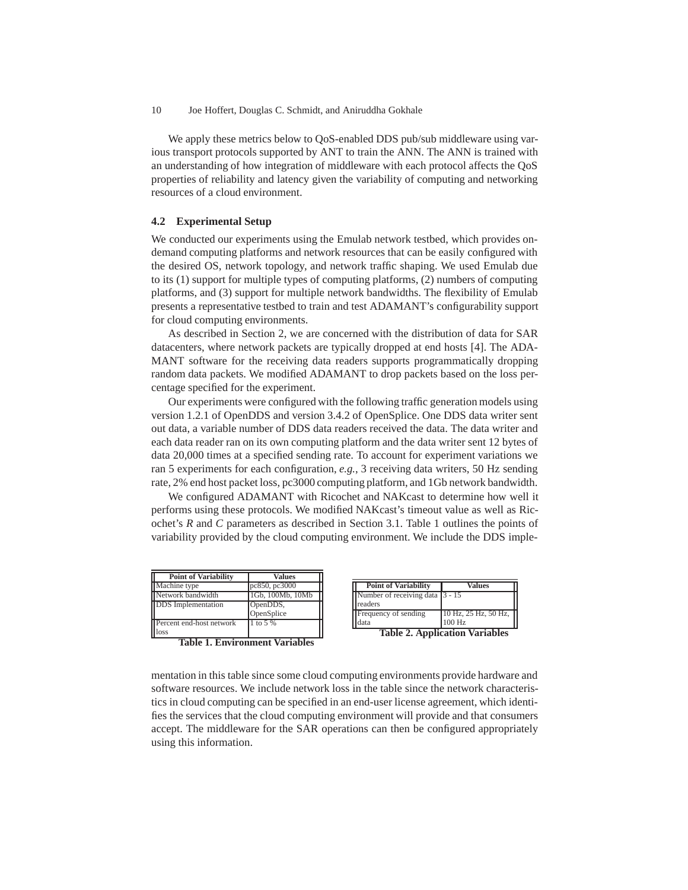We apply these metrics below to QoS-enabled DDS pub/sub middleware using various transport protocols supported by ANT to train the ANN. The ANN is trained with an understanding of how integration of middleware with each protocol affects the QoS properties of reliability and latency given the variability of computing and networking resources of a cloud environment.

### 4.2 Experimental Setup

We conducted our experiments using the Emulab network testbed, which provides on-demand computing platforms and network resources that can be easily configured with the desired OS, network topology, and network traffic shaping. We used Emulab due to its (1) support for multiple types of computing platforms, (2) numbers of computing platforms, and (3) support for multiple network bandwidths. The flexibility of Emulab presents a representative testbed to train and test ADAMANT's configurability support for cloud computing environments.

As described in Section 2, we are concerned with the distribution of data for SAR datacenters, where network packets are typically dropped at end hosts [4]. The ADAMANT software for the receiving data readers supports programmatically dropping random data packets. We modified ADAMANT to drop packets based on the loss percentage specified for the experiment.

Our experiments were configured with the following traffic generation models using version 1.2.1 of OpenDDS and version 3.4.2 of OpenSplice. One DDS data writer sent out data, a variable number of DDS data readers received the data. The data writer and each data reader ran on its own computing platform and the data writer sent 12 bytes of data 20,000 times at a specified sending rate. To account for experiment variations we ran 5 experiments for each configuration, *e.g.*, 3 receiving data writers, 50 Hz sending rate, 2% end host packet loss, pc3000 computing platform, and 1Gb network bandwidth.

We configured ADAMANT with Ricochet and NAKcast to determine how well it performs using these protocols. We modified NAKcast's timeout value as well as Ricochet's *R* and *C* parameters as described in Section 3.1. Table 1 outlines the points of variability provided by the cloud computing environment. We include the DDS implementation in this table since some cloud computing environments provide hardware and software resources. We include network loss in the table since the network characteristics in cloud computing can be specified in an end-user license agreement, which identifies the services that the cloud computing environment will provide and that consumers accept. The middleware for the SAR operations can then be configured appropriately using this information.

| Point of Variability | Values |
|---|---|
| Machine type | pc850, pc3000 |
| Network bandwidth | 1Gb, 100Mb, 10Mb |
| DDS Implementation | OpenDDS, OpenSplice |
| Percent end-host network loss | 1 to 5 % |

**Table 1. Environment Variables**

| Point of Variability | Values |
|---|---|
| Number of receiving data readers | 3 - 15 |
| Frequency of sending data | 10 Hz, 25 Hz, 50 Hz, 100 Hz |

**Table 2. Application Variables**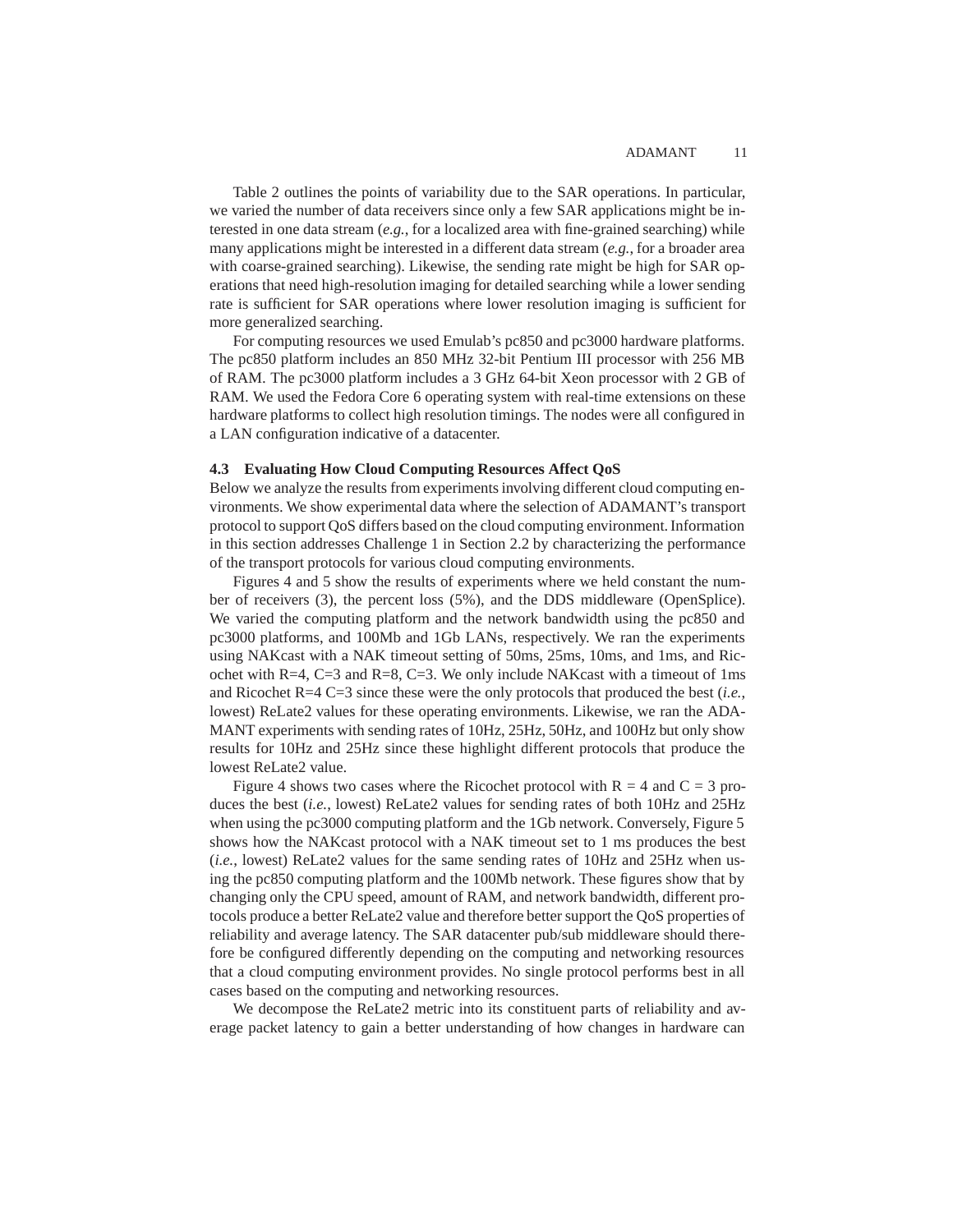Table 2 outlines the points of variability due to the SAR operations. In particular, we varied the number of data receivers since only a few SAR applications might be interested in one data stream (*e.g.*, for a localized area with fine-grained searching) while many applications might be interested in a different data stream (*e.g.*, for a broader area with coarse-grained searching). Likewise, the sending rate might be high for SAR operations that need high-resolution imaging for detailed searching while a lower sending rate is sufficient for SAR operations where lower resolution imaging is sufficient for more generalized searching.

For computing resources we used Emulab's pc850 and pc3000 hardware platforms. The pc850 platform includes an 850 MHz 32-bit Pentium III processor with 256 MB of RAM. The pc3000 platform includes a 3 GHz 64-bit Xeon processor with 2 GB of RAM. We used the Fedora Core 6 operating system with real-time extensions on these hardware platforms to collect high resolution timings. The nodes were all configured in a LAN configuration indicative of a datacenter.

### 4.3 Evaluating How Cloud Computing Resources Affect QoS

Below we analyze the results from experiments involving different cloud computing environments. We show experimental data where the selection of ADAMANT's transport protocol to support QoS differs based on the cloud computing environment. Information in this section addresses Challenge 1 in Section 2.2 by characterizing the performance of the transport protocols for various cloud computing environments.

Figures 4 and 5 show the results of experiments where we held constant the number of receivers (3), the percent loss (5%), and the DDS middleware (OpenSplice). We varied the computing platform and the network bandwidth using the pc850 and pc3000 platforms, and 100Mb and 1Gb LANs, respectively. We ran the experiments using NAKcast with a NAK timeout setting of 50ms, 25ms, 10ms, and 1ms, and Ricochet with R=4, C=3 and R=8, C=3. We only include NAKcast with a timeout of 1ms and Ricochet R=4 C=3 since these were the only protocols that produced the best (*i.e.*, lowest) ReLate2 values for these operating environments. Likewise, we ran the ADAMANT experiments with sending rates of 10Hz, 25Hz, 50Hz, and 100Hz but only show results for 10Hz and 25Hz since these highlight different protocols that produce the lowest ReLate2 value.

Figure 4 shows two cases where the Ricochet protocol with R = 4 and C = 3 produces the best (*i.e.*, lowest) ReLate2 values for sending rates of both 10Hz and 25Hz when using the pc3000 computing platform and the 1Gb network. Conversely, Figure 5 shows how the NAKcast protocol with a NAK timeout set to 1 ms produces the best (*i.e.*, lowest) ReLate2 values for the same sending rates of 10Hz and 25Hz when using the pc850 computing platform and the 100Mb network. These figures show that by changing only the CPU speed, amount of RAM, and network bandwidth, different protocols produce a better ReLate2 value and therefore better support the QoS properties of reliability and average latency. The SAR datacenter pub/sub middleware should therefore be configured differently depending on the computing and networking resources that a cloud computing environment provides. No single protocol performs best in all cases based on the computing and networking resources.

We decompose the ReLate2 metric into its constituent parts of reliability and average packet latency to gain a better understanding of how changes in hardware can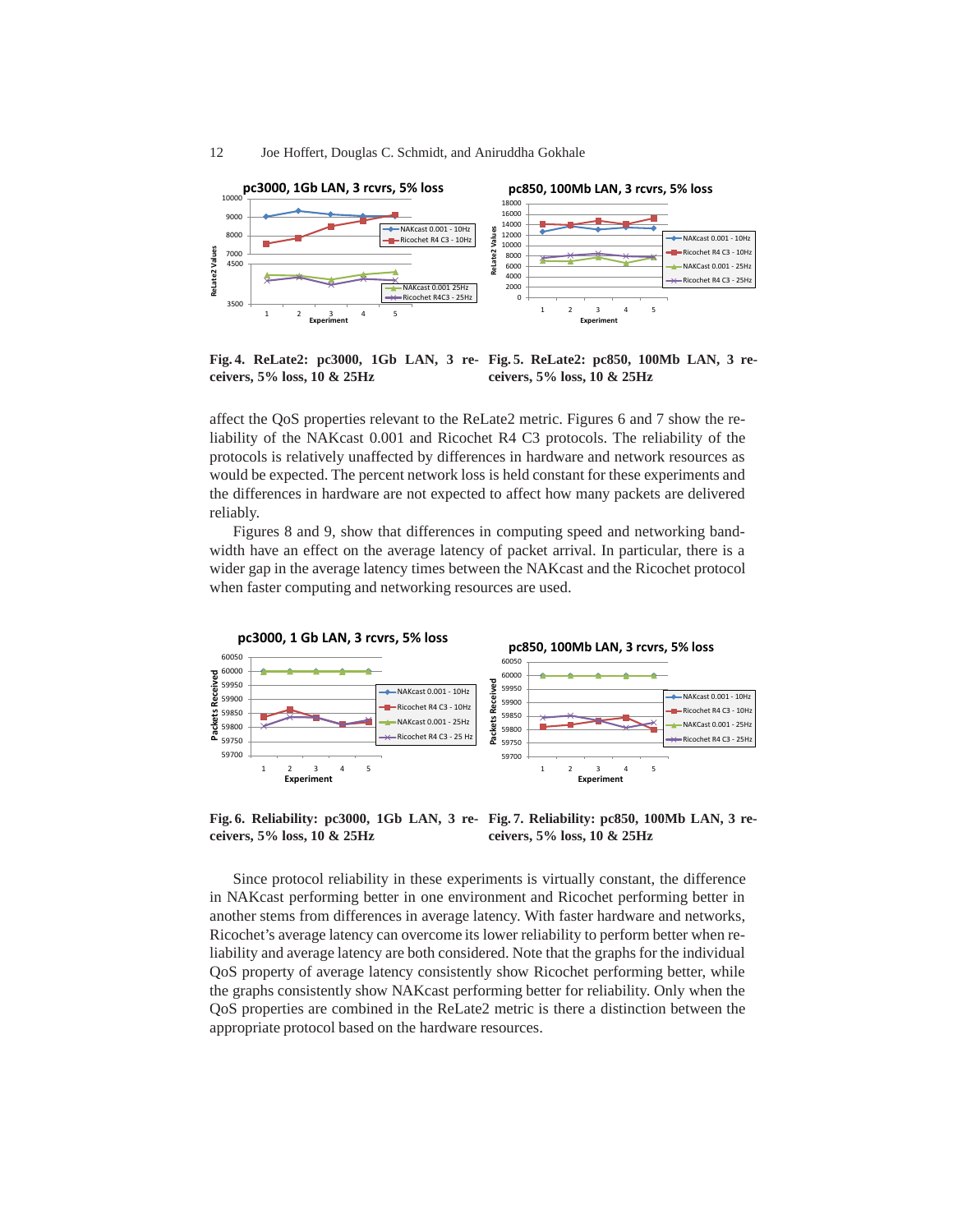Fig. 4. ReLate2: pc3000, 1Gb LAN, 3 receivers, 5% loss, 10 & 25Hz

Fig. 5. ReLate2: pc850, 100Mb LAN, 3 receivers, 5% loss, 10 & 25Hz

affect the QoS properties relevant to the ReLate2 metric. Figures 6 and 7 show the reliability of the NAKcast 0.001 and Ricochet R4 C3 protocols. The reliability of the protocols is relatively unaffected by differences in hardware and network resources as would be expected. The percent network loss is held constant for these experiments and the differences in hardware are not expected to affect how many packets are delivered reliably.

Figures 8 and 9, show that differences in computing speed and networking bandwidth have an effect on the average latency of packet arrival. In particular, there is a wider gap in the average latency times between the NAKcast and the Ricochet protocol when faster computing and networking resources are used.

Fig. 6. Reliability: pc3000, 1Gb LAN, 3 receivers, 5% loss, 10 & 25Hz

Fig. 7. Reliability: pc850, 100Mb LAN, 3 receivers, 5% loss, 10 & 25Hz

Since protocol reliability in these experiments is virtually constant, the difference in NAKcast performing better in one environment and Ricochet performing better in another stems from differences in average latency. With faster hardware and networks, Ricochet's average latency can overcome its lower reliability to perform better when reliability and average latency are both considered. Note that the graphs for the individual QoS property of average latency consistently show Ricochet performing better, while the graphs consistently show NAKcast performing better for reliability. Only when the QoS properties are combined in the ReLate2 metric is there a distinction between the appropriate protocol based on the hardware resources.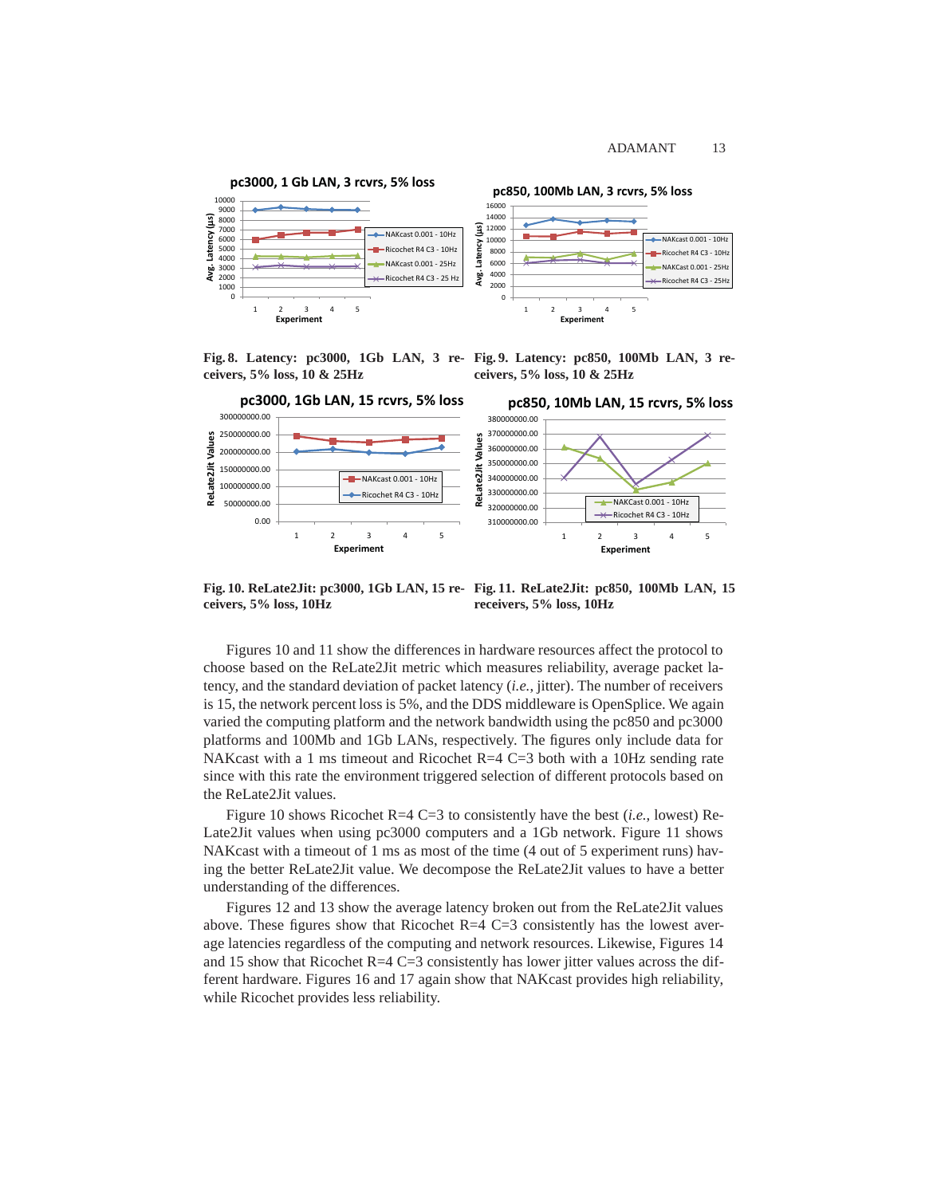Fig. 8. Latency: pc3000, 1Gb LAN, 3 receivers, 5% loss, 10 & 25Hz

Fig. 9. Latency: pc850, 100Mb LAN, 3 receivers, 5% loss, 10 & 25Hz

Fig. 10. ReLate2Jit: pc3000, 1Gb LAN, 15 receivers, 5% loss, 10Hz

Fig. 11. ReLate2Jit: pc850, 100Mb LAN, 15 receivers, 5% loss, 10Hz

Figures 10 and 11 show the differences in hardware resources affect the protocol to choose based on the ReLate2Jit metric which measures reliability, average packet latency, and the standard deviation of packet latency (*i.e.*, jitter). The number of receivers is 15, the network percent loss is 5%, and the DDS middleware is OpenSplice. We again varied the computing platform and the network bandwidth using the pc850 and pc3000 platforms and 100Mb and 1Gb LANs, respectively. The figures only include data for NAKcast with a 1 ms timeout and Ricochet R=4 C=3 both with a 10Hz sending rate since with this rate the environment triggered selection of different protocols based on the ReLate2Jit values.

Figure 10 shows Ricochet R=4 C=3 to consistently have the best (*i.e.*, lowest) ReLate2Jit values when using pc3000 computers and a 1Gb network. Figure 11 shows NAKcast with a timeout of 1 ms as most of the time (4 out of 5 experiment runs) having the better ReLate2Jit value. We decompose the ReLate2Jit values to have a better understanding of the differences.

Figures 12 and 13 show the average latency broken out from the ReLate2Jit values above. These figures show that Ricochet R=4 C=3 consistently has the lowest average latencies regardless of the computing and network resources. Likewise, Figures 14 and 15 show that Ricochet R=4 C=3 consistently has lower jitter values across the different hardware. Figures 16 and 17 again show that NAKcast provides high reliability, while Ricochet provides less reliability.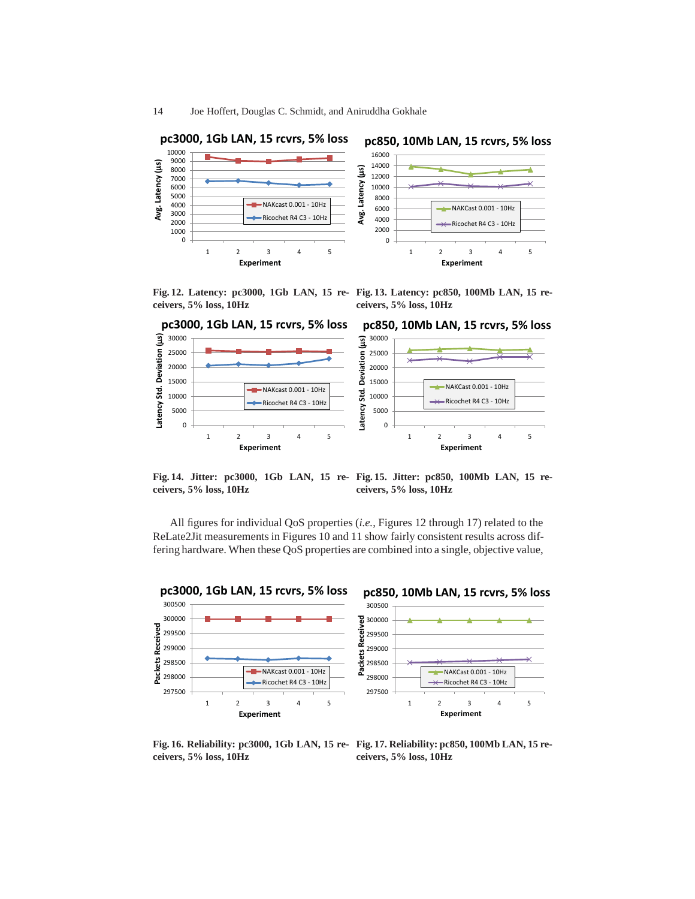Fig. 12. Latency: pc3000, 1Gb LAN, 15 receivers, 5% loss, 10Hz

Fig. 13. Latency: pc850, 100Mb LAN, 15 receivers, 5% loss, 10Hz

Fig. 14. Jitter: pc3000, 1Gb LAN, 15 receivers, 5% loss, 10Hz

Fig. 15. Jitter: pc850, 100Mb LAN, 15 receivers, 5% loss, 10Hz

All figures for individual QoS properties (*i.e.*, Figures 12 through 17) related to the ReLate2Jit measurements in Figures 10 and 11 show fairly consistent results across differing hardware. When these QoS properties are combined into a single, objective value,

Fig. 16. Reliability: pc3000, 1Gb LAN, 15 receivers, 5% loss, 10Hz

Fig. 17. Reliability: pc850, 100Mb LAN, 15 receivers, 5% loss, 10Hz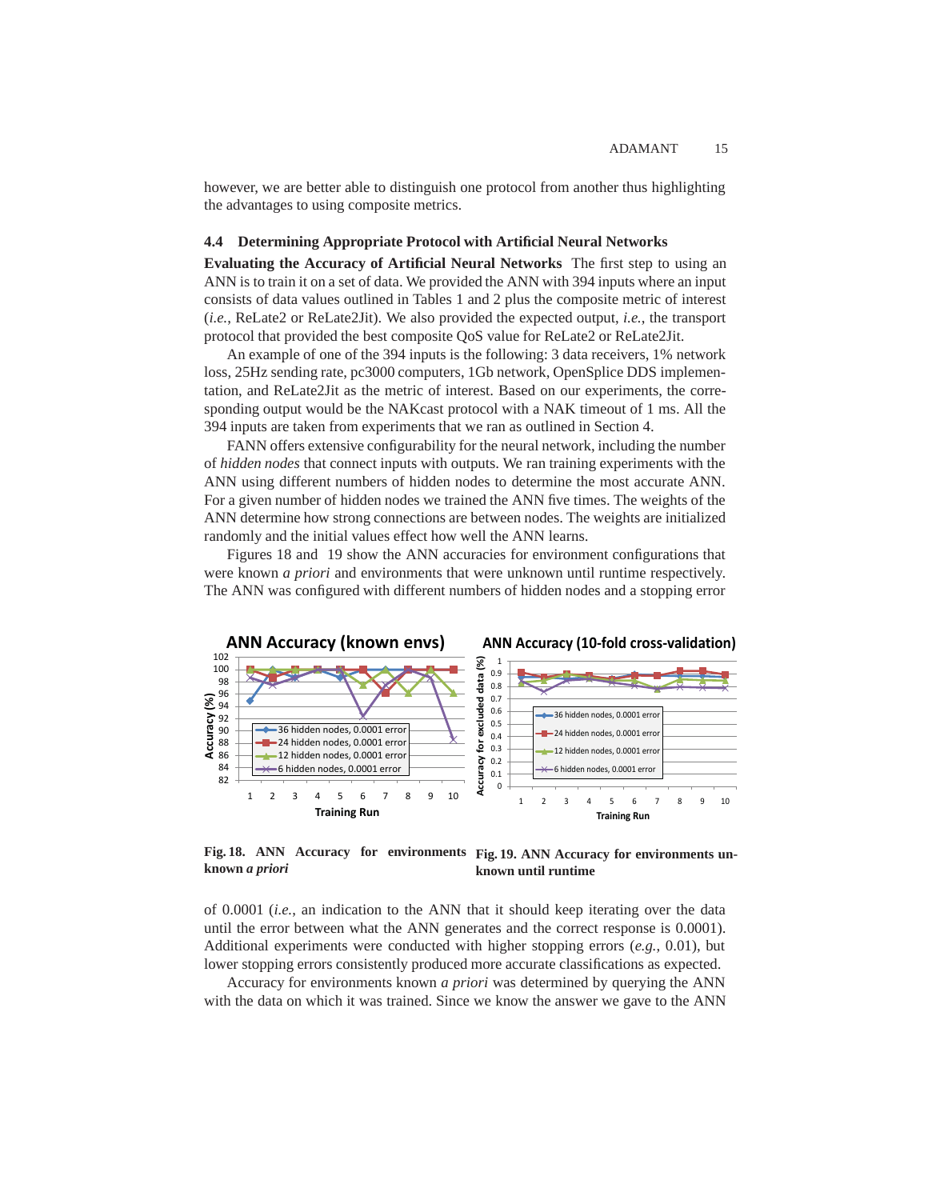however, we are better able to distinguish one protocol from another thus highlighting the advantages to using composite metrics.

### 4.4 Determining Appropriate Protocol with Artificial Neural Networks

**Evaluating the Accuracy of Artificial Neural Networks** The first step to using an ANN is to train it on a set of data. We provided the ANN with 394 inputs where an input consists of data values outlined in Tables 1 and 2 plus the composite metric of interest (*i.e.*, ReLate2 or ReLate2Jit). We also provided the expected output, *i.e.*, the transport protocol that provided the best composite QoS value for ReLate2 or ReLate2Jit.

An example of one of the 394 inputs is the following: 3 data receivers, 1% network loss, 25Hz sending rate, pc3000 computers, 1Gb network, OpenSplice DDS implementation, and ReLate2Jit as the metric of interest. Based on our experiments, the corresponding output would be the NAKcast protocol with a NAK timeout of 1 ms. All the 394 inputs are taken from experiments that we ran as outlined in Section 4.

FANN offers extensive configurability for the neural network, including the number of *hidden nodes* that connect inputs with outputs. We ran training experiments with the ANN using different numbers of hidden nodes to determine the most accurate ANN. For a given number of hidden nodes we trained the ANN five times. The weights of the ANN determine how strong connections are between nodes. The weights are initialized randomly and the initial values effect how well the ANN learns.

Figures 18 and 19 show the ANN accuracies for environment configurations that were known *a priori* and environments that were unknown until runtime respectively. The ANN was configured with different numbers of hidden nodes and a stopping error

**Fig. 18. ANN Accuracy for environments known *a priori***

**Fig. 19. ANN Accuracy for environments unknown until runtime**

of 0.0001 (*i.e.*, an indication to the ANN that it should keep iterating over the data until the error between what the ANN generates and the correct response is 0.0001). Additional experiments were conducted with higher stopping errors (*e.g.*, 0.01), but lower stopping errors consistently produced more accurate classifications as expected.

Accuracy for environments known *a priori* was determined by querying the ANN with the data on which it was trained. Since we know the answer we gave to the ANN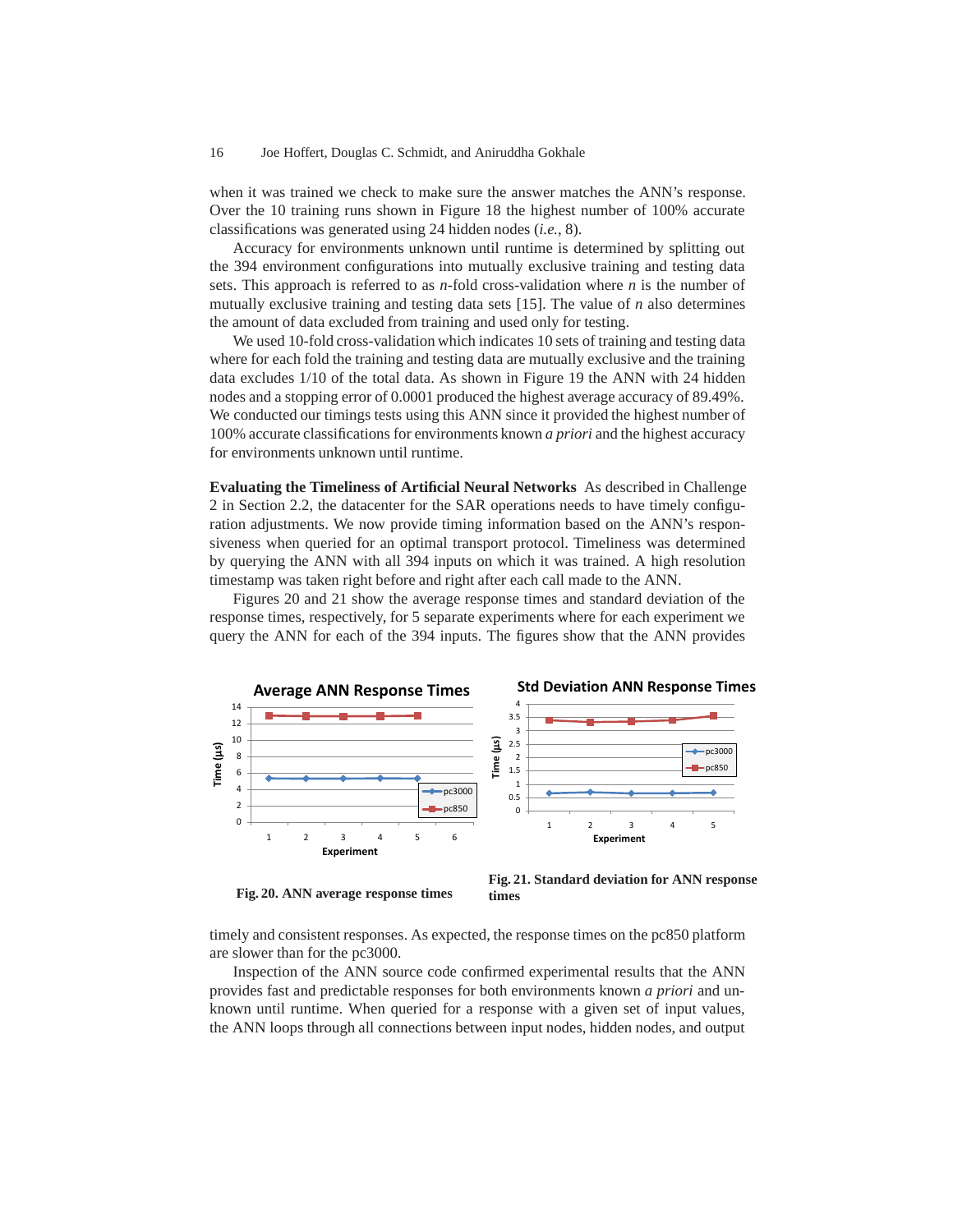when it was trained we check to make sure the answer matches the ANN's response. Over the 10 training runs shown in Figure 18 the highest number of 100% accurate classifications was generated using 24 hidden nodes (*i.e.*, 8).

Accuracy for environments unknown until runtime is determined by splitting out the 394 environment configurations into mutually exclusive training and testing data sets. This approach is referred to as $n$-fold cross-validation where $n$ is the number of mutually exclusive training and testing data sets [15]. The value of $n$ also determines the amount of data excluded from training and used only for testing.

We used 10-fold cross-validation which indicates 10 sets of training and testing data where for each fold the training and testing data are mutually exclusive and the training data excludes 1/10 of the total data. As shown in Figure 19 the ANN with 24 hidden nodes and a stopping error of 0.0001 produced the highest average accuracy of 89.49%. We conducted our timings tests using this ANN since it provided the highest number of 100% accurate classifications for environments known *a priori* and the highest accuracy for environments unknown until runtime.

**Evaluating the Timeliness of Artificial Neural Networks** As described in Challenge 2 in Section 2.2, the datacenter for the SAR operations needs to have timely configuration adjustments. We now provide timing information based on the ANN's responsiveness when queried for an optimal transport protocol. Timeliness was determined by querying the ANN with all 394 inputs on which it was trained. A high resolution timestamp was taken right before and right after each call made to the ANN.

Figures 20 and 21 show the average response times and standard deviation of the response times, respectively, for 5 separate experiments where for each experiment we query the ANN for each of the 394 inputs. The figures show that the ANN provides timely and consistent responses. As expected, the response times on the pc850 platform are slower than for the pc3000.

**Fig. 20. ANN average response times**

**Fig. 21. Standard deviation for ANN response times**

Inspection of the ANN source code confirmed experimental results that the ANN provides fast and predictable responses for both environments known *a priori* and unknown until runtime. When queried for a response with a given set of input values, the ANN loops through all connections between input nodes, hidden nodes, and output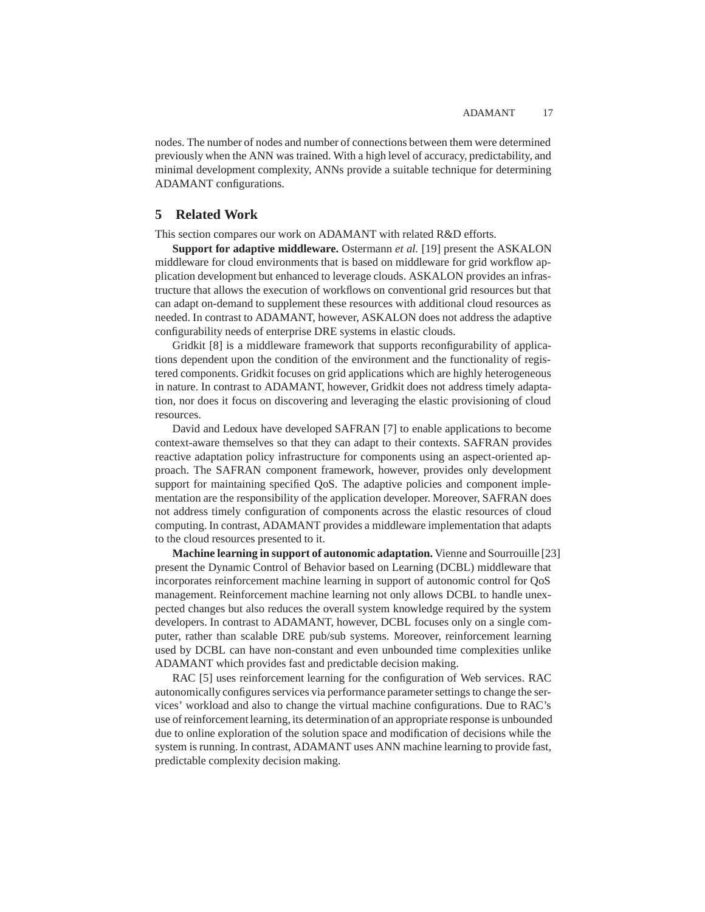nodes. The number of nodes and number of connections between them were determined previously when the ANN was trained. With a high level of accuracy, predictability, and minimal development complexity, ANNs provide a suitable technique for determining ADAMANT configurations.

## 5 Related Work

This section compares our work on ADAMANT with related R&D efforts.

**Support for adaptive middleware.** Ostermann *et al.* [19] present the ASKALON middleware for cloud environments that is based on middleware for grid workflow application development but enhanced to leverage clouds. ASKALON provides an infrastructure that allows the execution of workflows on conventional grid resources but that can adapt on-demand to supplement these resources with additional cloud resources as needed. In contrast to ADAMANT, however, ASKALON does not address the adaptive configurability needs of enterprise DRE systems in elastic clouds.

Gridkit [8] is a middleware framework that supports reconfigurability of applications dependent upon the condition of the environment and the functionality of registered components. Gridkit focuses on grid applications which are highly heterogeneous in nature. In contrast to ADAMANT, however, Gridkit does not address timely adaptation, nor does it focus on discovering and leveraging the elastic provisioning of cloud resources.

David and Ledoux have developed SAFRAN [7] to enable applications to become context-aware themselves so that they can adapt to their contexts. SAFRAN provides reactive adaptation policy infrastructure for components using an aspect-oriented approach. The SAFRAN component framework, however, provides only development support for maintaining specified QoS. The adaptive policies and component implementation are the responsibility of the application developer. Moreover, SAFRAN does not address timely configuration of components across the elastic resources of cloud computing. In contrast, ADAMANT provides a middleware implementation that adapts to the cloud resources presented to it.

**Machine learning in support of autonomic adaptation.** Vienne and Sourrouille [23] present the Dynamic Control of Behavior based on Learning (DCBL) middleware that incorporates reinforcement machine learning in support of autonomic control for QoS management. Reinforcement machine learning not only allows DCBL to handle unexpected changes but also reduces the overall system knowledge required by the system developers. In contrast to ADAMANT, however, DCBL focuses only on a single computer, rather than scalable DRE pub/sub systems. Moreover, reinforcement learning used by DCBL can have non-constant and even unbounded time complexities unlike ADAMANT which provides fast and predictable decision making.

RAC [5] uses reinforcement learning for the configuration of Web services. RAC autonomically configures services via performance parameter settings to change the services' workload and also to change the virtual machine configurations. Due to RAC's use of reinforcement learning, its determination of an appropriate response is unbounded due to online exploration of the solution space and modification of decisions while the system is running. In contrast, ADAMANT uses ANN machine learning to provide fast, predictable complexity decision making.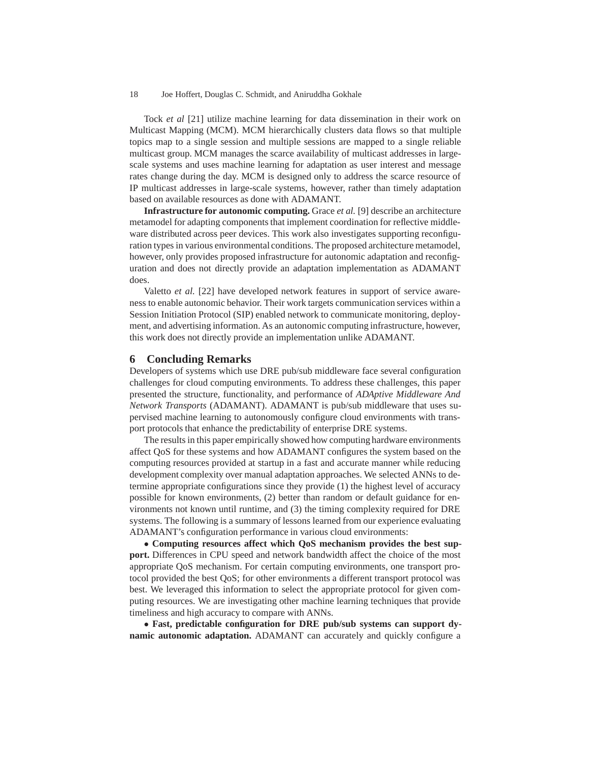Tock *et al* [21] utilize machine learning for data dissemination in their work on Multicast Mapping (MCM). MCM hierarchically clusters data flows so that multiple topics map to a single session and multiple sessions are mapped to a single reliable multicast group. MCM manages the scarce availability of multicast addresses in large-scale systems and uses machine learning for adaptation as user interest and message rates change during the day. MCM is designed only to address the scarce resource of IP multicast addresses in large-scale systems, however, rather than timely adaptation based on available resources as done with ADAMANT.

**Infrastructure for autonomic computing.** Grace *et al.* [9] describe an architecture metamodel for adapting components that implement coordination for reflective middleware distributed across peer devices. This work also investigates supporting reconfiguration types in various environmental conditions. The proposed architecture metamodel, however, only provides proposed infrastructure for autonomic adaptation and reconfiguration and does not directly provide an adaptation implementation as ADAMANT does.

Valetto *et al.* [22] have developed network features in support of service awareness to enable autonomic behavior. Their work targets communication services within a Session Initiation Protocol (SIP) enabled network to communicate monitoring, deployment, and advertising information. As an autonomic computing infrastructure, however, this work does not directly provide an implementation unlike ADAMANT.

## 6 Concluding Remarks

Developers of systems which use DRE pub/sub middleware face several configuration challenges for cloud computing environments. To address these challenges, this paper presented the structure, functionality, and performance of *ADAptive Middleware And Network Transports* (ADAMANT). ADAMANT is pub/sub middleware that uses supervised machine learning to autonomously configure cloud environments with transport protocols that enhance the predictability of enterprise DRE systems.

The results in this paper empirically showed how computing hardware environments affect QoS for these systems and how ADAMANT configures the system based on the computing resources provided at startup in a fast and accurate manner while reducing development complexity over manual adaptation approaches. We selected ANNs to determine appropriate configurations since they provide (1) the highest level of accuracy possible for known environments, (2) better than random or default guidance for environments not known until runtime, and (3) the timing complexity required for DRE systems. The following is a summary of lessons learned from our experience evaluating ADAMANT's configuration performance in various cloud environments:

- **Computing resources affect which QoS mechanism provides the best support.** Differences in CPU speed and network bandwidth affect the choice of the most appropriate QoS mechanism. For certain computing environments, one transport protocol provided the best QoS; for other environments a different transport protocol was best. We leveraged this information to select the appropriate protocol for given computing resources. We are investigating other machine learning techniques that provide timeliness and high accuracy to compare with ANNs.

- **Fast, predictable configuration for DRE pub/sub systems can support dynamic autonomic adaptation.** ADAMANT can accurately and quickly configure a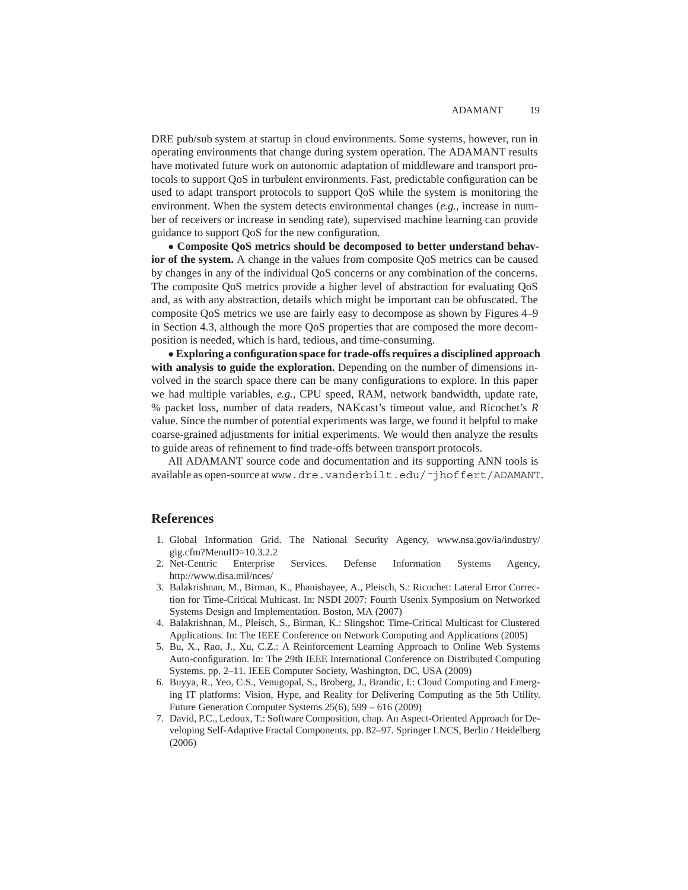DRE pub/sub system at startup in cloud environments. Some systems, however, run in operating environments that change during system operation. The ADAMANT results have motivated future work on autonomic adaptation of middleware and transport protocols to support QoS in turbulent environments. Fast, predictable configuration can be used to adapt transport protocols to support QoS while the system is monitoring the environment. When the system detects environmental changes (*e.g.*, increase in number of receivers or increase in sending rate), supervised machine learning can provide guidance to support QoS for the new configuration.

• **Composite QoS metrics should be decomposed to better understand behavior of the system.** A change in the values from composite QoS metrics can be caused by changes in any of the individual QoS concerns or any combination of the concerns. The composite QoS metrics provide a higher level of abstraction for evaluating QoS and, as with any abstraction, details which might be important can be obfuscated. The composite QoS metrics we use are fairly easy to decompose as shown by Figures 4–9 in Section 4.3, although the more QoS properties that are composed the more decomposition is needed, which is hard, tedious, and time-consuming.

• **Exploring a configuration space for trade-offs requires a disciplined approach with analysis to guide the exploration.** Depending on the number of dimensions involved in the search space there can be many configurations to explore. In this paper we had multiple variables, *e.g.*, CPU speed, RAM, network bandwidth, update rate, % packet loss, number of data readers, NAKcast's timeout value, and Ricochet's *R* value. Since the number of potential experiments was large, we found it helpful to make coarse-grained adjustments for initial experiments. We would then analyze the results to guide areas of refinement to find trade-offs between transport protocols.

All ADAMANT source code and documentation and its supporting ANN tools is available as open-source at `www.dre.vanderbilt.edu/~jhoffert/ADAMANT`.

## References

1. Global Information Grid. The National Security Agency, www.nsa.gov/ia/industry/gig.cfm?MenuID=10.3.2.2
2. Net-Centric Enterprise Services. Defense Information Systems Agency, http://www.disa.mil/nces/
3. Balakrishnan, M., Birman, K., Phanishayee, A., Pleisch, S.: Ricochet: Lateral Error Correction for Time-Critical Multicast. In: NSDI 2007: Fourth Usenix Symposium on Networked Systems Design and Implementation. Boston, MA (2007)
4. Balakrishnan, M., Pleisch, S., Birman, K.: Slingshot: Time-Critical Multicast for Clustered Applications. In: The IEEE Conference on Network Computing and Applications (2005)
5. Bu, X., Rao, J., Xu, C.Z.: A Reinforcement Learning Approach to Online Web Systems Auto-configuration. In: The 29th IEEE International Conference on Distributed Computing Systems. pp. 2–11. IEEE Computer Society, Washington, DC, USA (2009)
6. Buyya, R., Yeo, C.S., Venugopal, S., Broberg, J., Brandic, I.: Cloud Computing and Emerging IT platforms: Vision, Hype, and Reality for Delivering Computing as the 5th Utility. Future Generation Computer Systems 25(6), 599 – 616 (2009)
7. David, P.C., Ledoux, T.: Software Composition, chap. An Aspect-Oriented Approach for Developing Self-Adaptive Fractal Components, pp. 82–97. Springer LNCS, Berlin / Heidelberg (2006)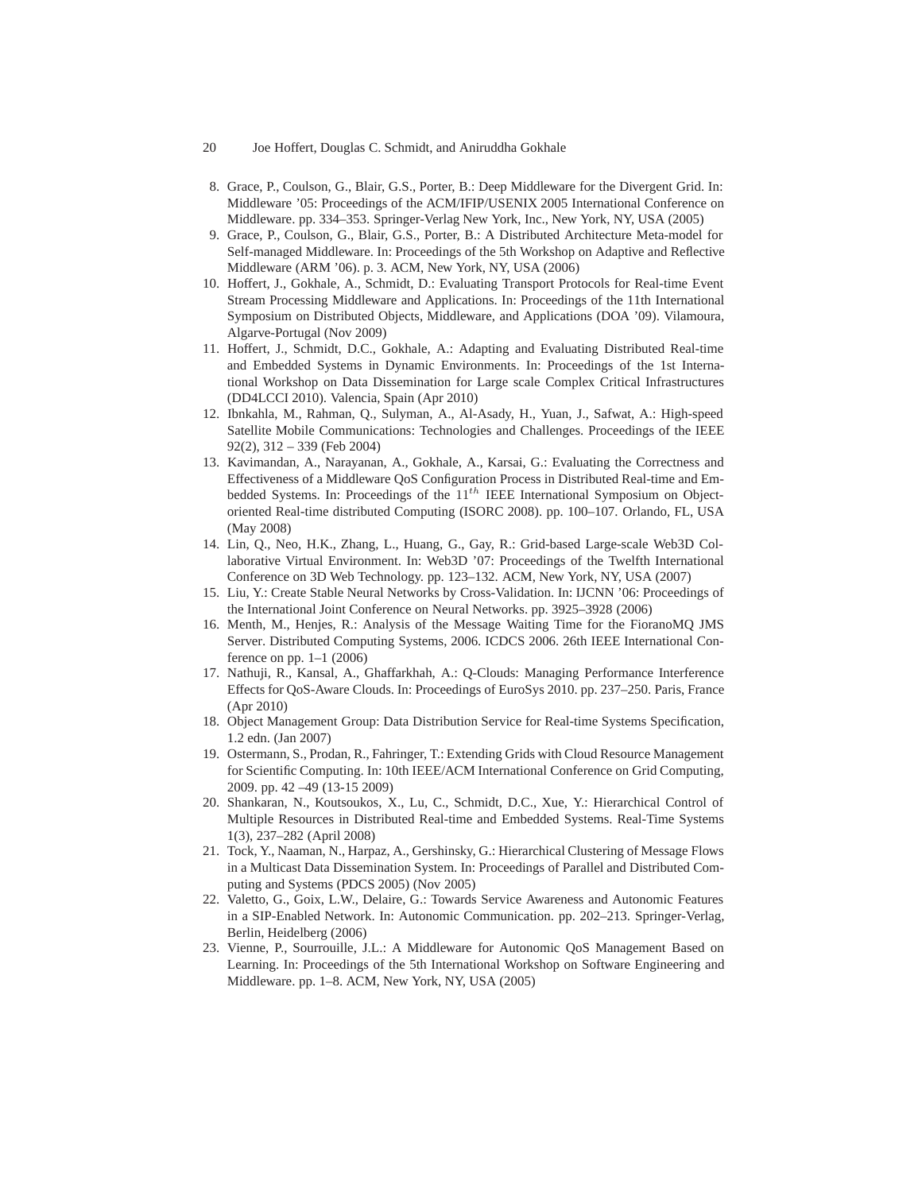8. Grace, P., Coulson, G., Blair, G.S., Porter, B.: Deep Middleware for the Divergent Grid. In: Middleware '05: Proceedings of the ACM/IFIP/USENIX 2005 International Conference on Middleware. pp. 334–353. Springer-Verlag New York, Inc., New York, NY, USA (2005)
9. Grace, P., Coulson, G., Blair, G.S., Porter, B.: A Distributed Architecture Meta-model for Self-managed Middleware. In: Proceedings of the 5th Workshop on Adaptive and Reflective Middleware (ARM '06). p. 3. ACM, New York, NY, USA (2006)
10. Hoffert, J., Gokhale, A., Schmidt, D.: Evaluating Transport Protocols for Real-time Event Stream Processing Middleware and Applications. In: Proceedings of the 11th International Symposium on Distributed Objects, Middleware, and Applications (DOA '09). Vilamoura, Algarve-Portugal (Nov 2009)
11. Hoffert, J., Schmidt, D.C., Gokhale, A.: Adapting and Evaluating Distributed Real-time and Embedded Systems in Dynamic Environments. In: Proceedings of the 1st International Workshop on Data Dissemination for Large scale Complex Critical Infrastructures (DD4LCCI 2010). Valencia, Spain (Apr 2010)
12. Ibnkahla, M., Rahman, Q., Sulyman, A., Al-Asady, H., Yuan, J., Safwat, A.: High-speed Satellite Mobile Communications: Technologies and Challenges. Proceedings of the IEEE 92(2), 312 – 339 (Feb 2004)
13. Kavimandan, A., Narayanan, A., Gokhale, A., Karsai, G.: Evaluating the Correctness and Effectiveness of a Middleware QoS Configuration Process in Distributed Real-time and Embedded Systems. In: Proceedings of the $11^{th}$ IEEE International Symposium on Object-oriented Real-time distributed Computing (ISORC 2008). pp. 100–107. Orlando, FL, USA (May 2008)
14. Lin, Q., Neo, H.K., Zhang, L., Huang, G., Gay, R.: Grid-based Large-scale Web3D Collaborative Virtual Environment. In: Web3D '07: Proceedings of the Twelfth International Conference on 3D Web Technology. pp. 123–132. ACM, New York, NY, USA (2007)
15. Liu, Y.: Create Stable Neural Networks by Cross-Validation. In: IJCNN '06: Proceedings of the International Joint Conference on Neural Networks. pp. 3925–3928 (2006)
16. Menth, M., Henjes, R.: Analysis of the Message Waiting Time for the FioranoMQ JMS Server. Distributed Computing Systems, 2006. ICDCS 2006. 26th IEEE International Conference on pp. 1–1 (2006)
17. Nathuji, R., Kansal, A., Ghaffarkhah, A.: Q-Clouds: Managing Performance Interference Effects for QoS-Aware Clouds. In: Proceedings of EuroSys 2010. pp. 237–250. Paris, France (Apr 2010)
18. Object Management Group: Data Distribution Service for Real-time Systems Specification, 1.2 edn. (Jan 2007)
19. Ostermann, S., Prodan, R., Fahringer, T.: Extending Grids with Cloud Resource Management for Scientific Computing. In: 10th IEEE/ACM International Conference on Grid Computing, 2009. pp. 42 –49 (13-15 2009)
20. Shankaran, N., Koutsoukos, X., Lu, C., Schmidt, D.C., Xue, Y.: Hierarchical Control of Multiple Resources in Distributed Real-time and Embedded Systems. Real-Time Systems 1(3), 237–282 (April 2008)
21. Tock, Y., Naaman, N., Harpaz, A., Gershinsky, G.: Hierarchical Clustering of Message Flows in a Multicast Data Dissemination System. In: Proceedings of Parallel and Distributed Computing and Systems (PDCS 2005) (Nov 2005)
22. Valetto, G., Goix, L.W., Delaire, G.: Towards Service Awareness and Autonomic Features in a SIP-Enabled Network. In: Autonomic Communication. pp. 202–213. Springer-Verlag, Berlin, Heidelberg (2006)
23. Vienne, P., Sourrouille, J.L.: A Middleware for Autonomic QoS Management Based on Learning. In: Proceedings of the 5th International Workshop on Software Engineering and Middleware. pp. 1–8. ACM, New York, NY, USA (2005)